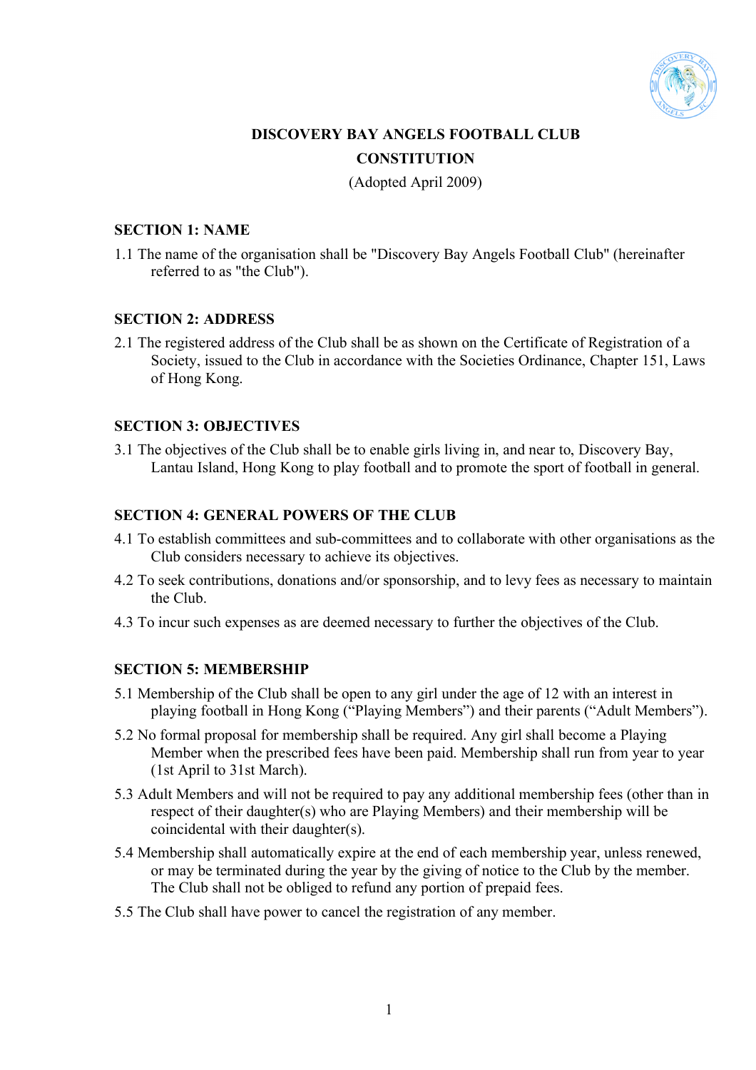# DISCOVERY BAY ANGELS FOOTBALL CLUB

## CONSTITUTION

(Adopted April 2009)

### SECTION 1: NAME

1.1 The name of the organisation shall be "Discovery Bay Angels Football Club" (hereinafter referred to as "the Club").

### SECTION 2: ADDRESS

2.1 The registered address of the Club shall be as shown on the Certificate of Registration of a Society, issued to the Club in accordance with the Societies Ordinance, Chapter 151, Laws of Hong Kong.

### SECTION 3: OBJECTIVES

3.1 The objectives of the Club shall be to enable girls living in, and near to, Discovery Bay, Lantau Island, Hong Kong to play football and to promote the sport of football in general.

### SECTION 4: GENERAL POWERS OF THE CLUB

4.1 To establish committees and sub-committees and to collaborate with other organisations as the Club considers necessary to achieve its objectives.

4.2 To seek contributions, donations and/or sponsorship, and to levy fees as necessary to maintain the Club.

4.3 To incur such expenses as are deemed necessary to further the objectives of the Club.

### SECTION 5: MEMBERSHIP

5.1 Membership of the Club shall be open to any girl under the age of 12 with an interest in playing football in Hong Kong ("Playing Members") and their parents ("Adult Members").

5.2 No formal proposal for membership shall be required. Any girl shall become a Playing Member when the prescribed fees have been paid. Membership shall run from year to year (1st April to 31st March).

5.3 Adult Members and will not be required to pay any additional membership fees (other than in respect of their daughter(s) who are Playing Members) and their membership will be coincidental with their daughter(s).

5.4 Membership shall automatically expire at the end of each membership year, unless renewed, or may be terminated during the year by the giving of notice to the Club by the member. The Club shall not be obliged to refund any portion of prepaid fees.

5.5 The Club shall have power to cancel the registration of any member.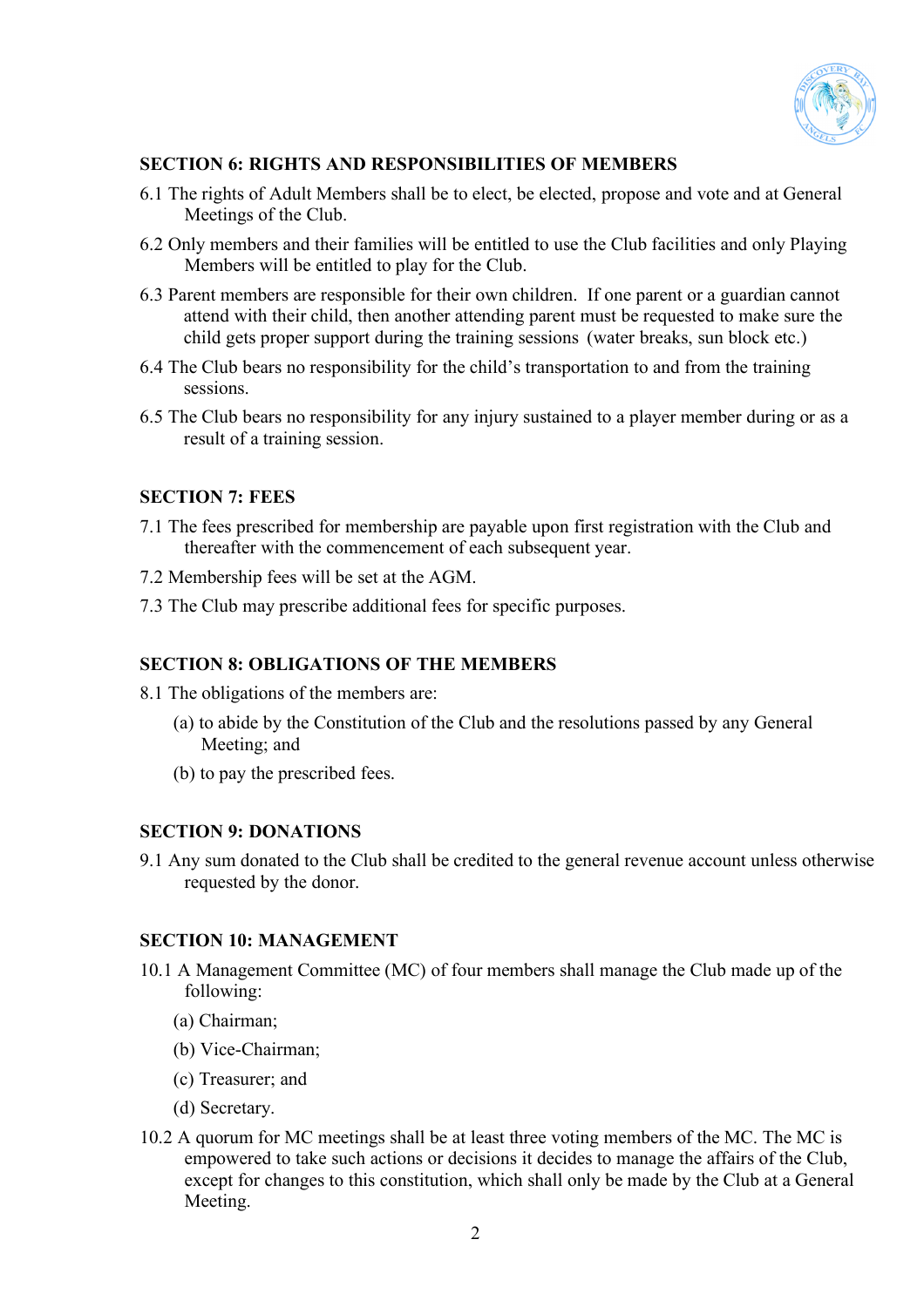## SECTION 6: RIGHTS AND RESPONSIBILITIES OF MEMBERS

6.1 The rights of Adult Members shall be to elect, be elected, propose and vote and at General Meetings of the Club.

6.2 Only members and their families will be entitled to use the Club facilities and only Playing Members will be entitled to play for the Club.

6.3 Parent members are responsible for their own children. If one parent or a guardian cannot attend with their child, then another attending parent must be requested to make sure the child gets proper support during the training sessions (water breaks, sun block etc.)

6.4 The Club bears no responsibility for the child's transportation to and from the training sessions.

6.5 The Club bears no responsibility for any injury sustained to a player member during or as a result of a training session.

## SECTION 7: FEES

7.1 The fees prescribed for membership are payable upon first registration with the Club and thereafter with the commencement of each subsequent year.

7.2 Membership fees will be set at the AGM.

7.3 The Club may prescribe additional fees for specific purposes.

## SECTION 8: OBLIGATIONS OF THE MEMBERS

8.1 The obligations of the members are:

(a) to abide by the Constitution of the Club and the resolutions passed by any General Meeting; and

(b) to pay the prescribed fees.

## SECTION 9: DONATIONS

9.1 Any sum donated to the Club shall be credited to the general revenue account unless otherwise requested by the donor.

## SECTION 10: MANAGEMENT

10.1 A Management Committee (MC) of four members shall manage the Club made up of the following:

(a) Chairman;

(b) Vice-Chairman;

(c) Treasurer; and

(d) Secretary.

10.2 A quorum for MC meetings shall be at least three voting members of the MC. The MC is empowered to take such actions or decisions it decides to manage the affairs of the Club, except for changes to this constitution, which shall only be made by the Club at a General Meeting.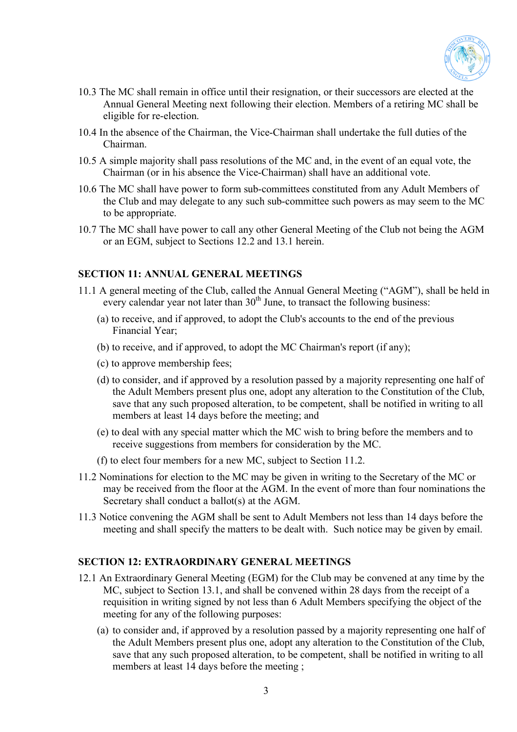10.3 The MC shall remain in office until their resignation, or their successors are elected at the Annual General Meeting next following their election. Members of a retiring MC shall be eligible for re-election.

10.4 In the absence of the Chairman, the Vice-Chairman shall undertake the full duties of the Chairman.

10.5 A simple majority shall pass resolutions of the MC and, in the event of an equal vote, the Chairman (or in his absence the Vice-Chairman) shall have an additional vote.

10.6 The MC shall have power to form sub-committees constituted from any Adult Members of the Club and may delegate to any such sub-committee such powers as may seem to the MC to be appropriate.

10.7 The MC shall have power to call any other General Meeting of the Club not being the AGM or an EGM, subject to Sections 12.2 and 13.1 herein.

## SECTION 11: ANNUAL GENERAL MEETINGS

11.1 A general meeting of the Club, called the Annual General Meeting ("AGM"), shall be held in every calendar year not later than 30th June, to transact the following business:

- (a) to receive, and if approved, to adopt the Club's accounts to the end of the previous Financial Year;
- (b) to receive, and if approved, to adopt the MC Chairman's report (if any);
- (c) to approve membership fees;
- (d) to consider, and if approved by a resolution passed by a majority representing one half of the Adult Members present plus one, adopt any alteration to the Constitution of the Club, save that any such proposed alteration, to be competent, shall be notified in writing to all members at least 14 days before the meeting; and
- (e) to deal with any special matter which the MC wish to bring before the members and to receive suggestions from members for consideration by the MC.
- (f) to elect four members for a new MC, subject to Section 11.2.

11.2 Nominations for election to the MC may be given in writing to the Secretary of the MC or may be received from the floor at the AGM. In the event of more than four nominations the Secretary shall conduct a ballot(s) at the AGM.

11.3 Notice convening the AGM shall be sent to Adult Members not less than 14 days before the meeting and shall specify the matters to be dealt with. Such notice may be given by email.

## SECTION 12: EXTRAORDINARY GENERAL MEETINGS

12.1 An Extraordinary General Meeting (EGM) for the Club may be convened at any time by the MC, subject to Section 13.1, and shall be convened within 28 days from the receipt of a requisition in writing signed by not less than 6 Adult Members specifying the object of the meeting for any of the following purposes:

- (a) to consider and, if approved by a resolution passed by a majority representing one half of the Adult Members present plus one, adopt any alteration to the Constitution of the Club, save that any such proposed alteration, to be competent, shall be notified in writing to all members at least 14 days before the meeting ;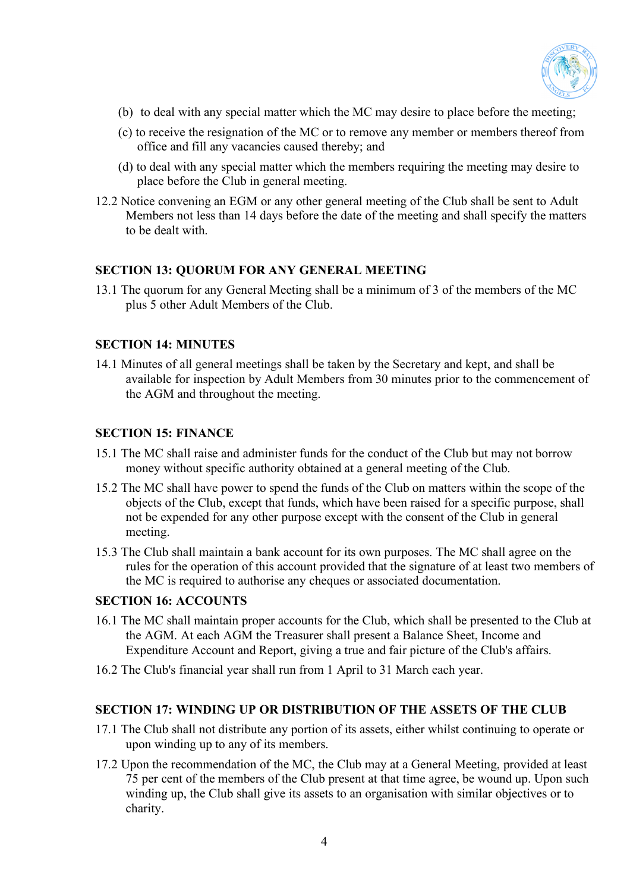(b) to deal with any special matter which the MC may desire to place before the meeting;

(c) to receive the resignation of the MC or to remove any member or members thereof from office and fill any vacancies caused thereby; and

(d) to deal with any special matter which the members requiring the meeting may desire to place before the Club in general meeting.

12.2 Notice convening an EGM or any other general meeting of the Club shall be sent to Adult Members not less than 14 days before the date of the meeting and shall specify the matters to be dealt with.

**SECTION 13: QUORUM FOR ANY GENERAL MEETING**

13.1 The quorum for any General Meeting shall be a minimum of 3 of the members of the MC plus 5 other Adult Members of the Club.

**SECTION 14: MINUTES**

14.1 Minutes of all general meetings shall be taken by the Secretary and kept, and shall be available for inspection by Adult Members from 30 minutes prior to the commencement of the AGM and throughout the meeting.

**SECTION 15: FINANCE**

15.1 The MC shall raise and administer funds for the conduct of the Club but may not borrow money without specific authority obtained at a general meeting of the Club.

15.2 The MC shall have power to spend the funds of the Club on matters within the scope of the objects of the Club, except that funds, which have been raised for a specific purpose, shall not be expended for any other purpose except with the consent of the Club in general meeting.

15.3 The Club shall maintain a bank account for its own purposes. The MC shall agree on the rules for the operation of this account provided that the signature of at least two members of the MC is required to authorise any cheques or associated documentation.

**SECTION 16: ACCOUNTS**

16.1 The MC shall maintain proper accounts for the Club, which shall be presented to the Club at the AGM. At each AGM the Treasurer shall present a Balance Sheet, Income and Expenditure Account and Report, giving a true and fair picture of the Club's affairs.

16.2 The Club's financial year shall run from 1 April to 31 March each year.

**SECTION 17: WINDING UP OR DISTRIBUTION OF THE ASSETS OF THE CLUB**

17.1 The Club shall not distribute any portion of its assets, either whilst continuing to operate or upon winding up to any of its members.

17.2 Upon the recommendation of the MC, the Club may at a General Meeting, provided at least 75 per cent of the members of the Club present at that time agree, be wound up. Upon such winding up, the Club shall give its assets to an organisation with similar objectives or to charity.